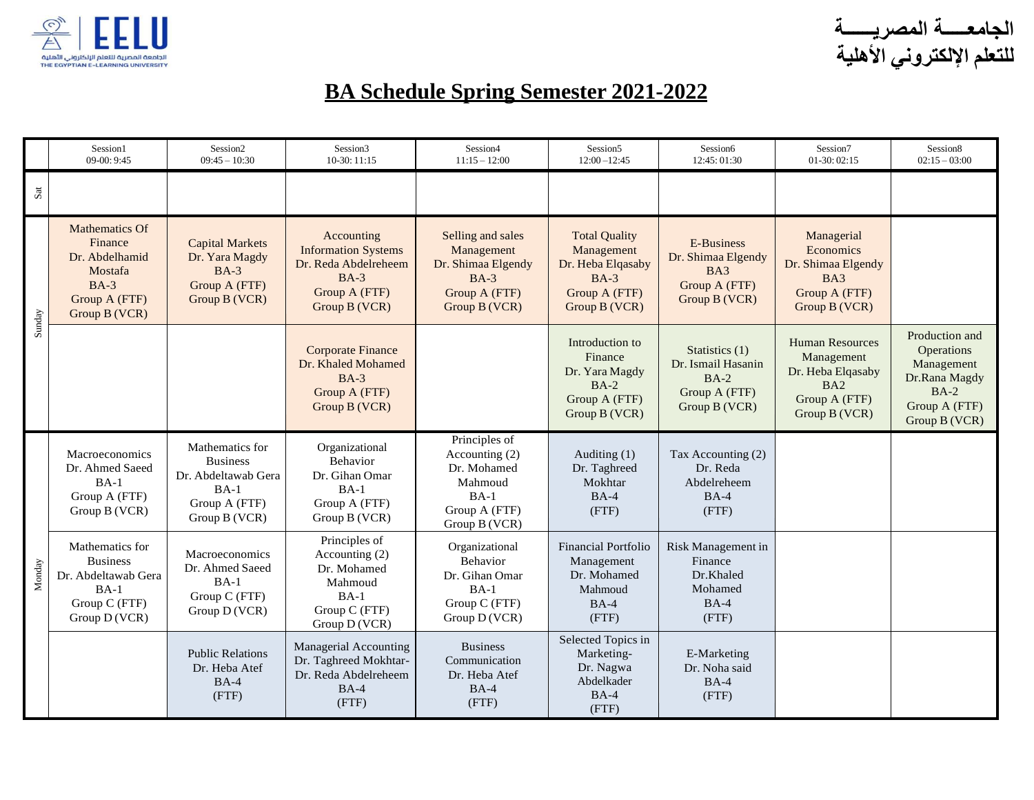EELU
الجامعة المصرية للتعلم الإلكتروني الأهلية
THE EGYPTIAN E-LEARNING UNIVERSITY

الجامعـــة المصريـــة
للتعلم الإلكتروني الأهلية

# BA Schedule Spring Semester 2021-2022

| | Session1 09-00: 9:45 | Session2 09:45 – 10:30 | Session3 10-30: 11:15 | Session4 11:15 – 12:00 | Session5 12:00 –12:45 | Session6 12:45: 01:30 | Session7 01-30: 02:15 | Session8 02:15 – 03:00 |
|---|---|---|---|---|---|---|---|---|
| Sat | | | | | | | | |
| Sunday | Mathematics Of Finance<br>Dr. Abdelhamid Mostafa<br>BA-3<br>Group A (FTF)<br>Group B (VCR) | Capital Markets<br>Dr. Yara Magdy<br>BA-3<br>Group A (FTF)<br>Group B (VCR) | Accounting Information Systems<br>Dr. Reda Abdelreheem<br>BA-3<br>Group A (FTF)<br>Group B (VCR) | Selling and sales Management<br>Dr. Shimaa Elgendy<br>BA-3<br>Group A (FTF)<br>Group B (VCR) | Total Quality Management<br>Dr. Heba Elqasaby<br>BA-3<br>Group A (FTF)<br>Group B (VCR) | E-Business<br>Dr. Shimaa Elgendy<br>BA3<br>Group A (FTF)<br>Group B (VCR) | Managerial Economics<br>Dr. Shimaa Elgendy<br>BA3<br>Group A (FTF)<br>Group B (VCR) | |
| Sunday | | | Corporate Finance<br>Dr. Khaled Mohamed<br>BA-3<br>Group A (FTF)<br>Group B (VCR) | | Introduction to Finance<br>Dr. Yara Magdy<br>BA-2<br>Group A (FTF)<br>Group B (VCR) | Statistics (1)<br>Dr. Ismail Hasanin<br>BA-2<br>Group A (FTF)<br>Group B (VCR) | Human Resources Management<br>Dr. Heba Elqasaby<br>BA2<br>Group A (FTF)<br>Group B (VCR) | Production and Operations Management<br>Dr.Rana Magdy<br>BA-2<br>Group A (FTF)<br>Group B (VCR) |
| Monday | Macroeconomics<br>Dr. Ahmed Saeed<br>BA-1<br>Group A (FTF)<br>Group B (VCR) | Mathematics for Business<br>Dr. Abdeltawab Gera<br>BA-1<br>Group A (FTF)<br>Group B (VCR) | Organizational Behavior<br>Dr. Gihan Omar<br>BA-1<br>Group A (FTF)<br>Group B (VCR) | Principles of Accounting (2)<br>Dr. Mohamed Mahmoud<br>BA-1<br>Group A (FTF)<br>Group B (VCR) | Auditing (1)<br>Dr. Taghreed Mokhtar<br>BA-4<br>(FTF) | Tax Accounting (2)<br>Dr. Reda Abdelreheem<br>BA-4<br>(FTF) | | |
| Monday | Mathematics for Business<br>Dr. Abdeltawab Gera<br>BA-1<br>Group C (FTF)<br>Group D (VCR) | Macroeconomics<br>Dr. Ahmed Saeed<br>BA-1<br>Group C (FTF)<br>Group D (VCR) | Principles of Accounting (2)<br>Dr. Mohamed Mahmoud<br>BA-1<br>Group C (FTF)<br>Group D (VCR) | Organizational Behavior<br>Dr. Gihan Omar<br>BA-1<br>Group C (FTF)<br>Group D (VCR) | Financial Portfolio Management<br>Dr. Mohamed Mahmoud<br>BA-4<br>(FTF) | Risk Management in Finance<br>Dr.Khaled Mohamed<br>BA-4<br>(FTF) | | |
| Monday | | Public Relations<br>Dr. Heba Atef<br>BA-4<br>(FTF) | Managerial Accounting<br>Dr. Taghreed Mokhtar-<br>Dr. Reda Abdelreheem<br>BA-4<br>(FTF) | Business Communication<br>Dr. Heba Atef<br>BA-4<br>(FTF) | Selected Topics in Marketing-<br>Dr. Nagwa Abdelkader<br>BA-4<br>(FTF) | E-Marketing<br>Dr. Noha said<br>BA-4<br>(FTF) | | |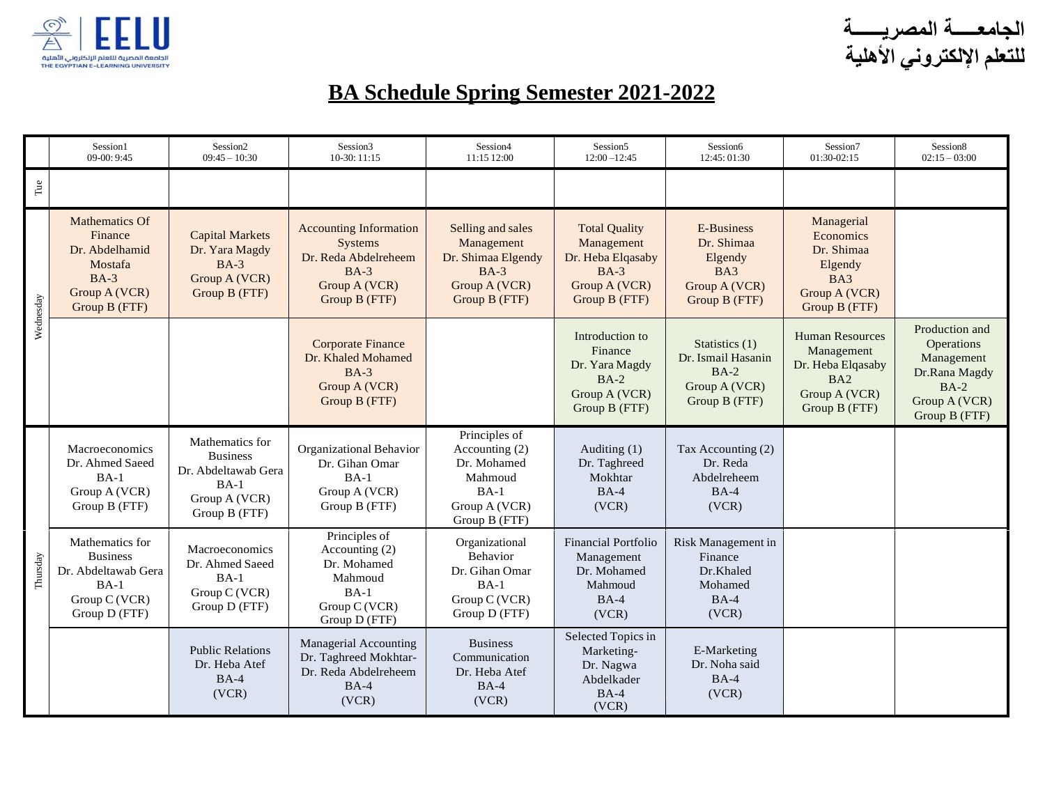الجامعـــــة المصريــــــة
للتعلم الإلكتروني الأهلية

# BA Schedule Spring Semester 2021-2022

| | Session1 09-00: 9:45 | Session2 09:45 – 10:30 | Session3 10-30: 11:15 | Session4 11:15 12:00 | Session5 12:00 –12:45 | Session6 12:45: 01:30 | Session7 01:30-02:15 | Session8 02:15 – 03:00 |
|---|---|---|---|---|---|---|---|---|
| Tue | | | | | | | | |
| Wednesday | Mathematics Of Finance Dr. Abdelhamid Mostafa BA-3 Group A (VCR) Group B (FTF) | Capital Markets Dr. Yara Magdy BA-3 Group A (VCR) Group B (FTF) | Accounting Information Systems Dr. Reda Abdelreheem BA-3 Group A (VCR) Group B (FTF) | Selling and sales Management Dr. Shimaa Elgendy BA-3 Group A (VCR) Group B (FTF) | Total Quality Management Dr. Heba Elqasaby BA-3 Group A (VCR) Group B (FTF) | E-Business Dr. Shimaa Elgendy BA3 Group A (VCR) Group B (FTF) | Managerial Economics Dr. Shimaa Elgendy BA3 Group A (VCR) Group B (FTF) | |
| | | | Corporate Finance Dr. Khaled Mohamed BA-3 Group A (VCR) Group B (FTF) | | Introduction to Finance Dr. Yara Magdy BA-2 Group A (VCR) Group B (FTF) | Statistics (1) Dr. Ismail Hasanin BA-2 Group A (VCR) Group B (FTF) | Human Resources Management Dr. Heba Elqasaby BA2 Group A (VCR) Group B (FTF) | Production and Operations Management Dr.Rana Magdy BA-2 Group A (VCR) Group B (FTF) |
| Thursday | Macroeconomics Dr. Ahmed Saeed BA-1 Group A (VCR) Group B (FTF) | Mathematics for Business Dr. Abdeltawab Gera BA-1 Group A (VCR) Group B (FTF) | Organizational Behavior Dr. Gihan Omar BA-1 Group A (VCR) Group B (FTF) | Principles of Accounting (2) Dr. Mohamed Mahmoud BA-1 Group A (VCR) Group B (FTF) | Auditing (1) Dr. Taghreed Mokhtar BA-4 (VCR) | Tax Accounting (2) Dr. Reda Abdelreheem BA-4 (VCR) | | |
| | Mathematics for Business Dr. Abdeltawab Gera BA-1 Group C (VCR) Group D (FTF) | Macroeconomics Dr. Ahmed Saeed BA-1 Group C (VCR) Group D (FTF) | Principles of Accounting (2) Dr. Mohamed Mahmoud BA-1 Group C (VCR) Group D (FTF) | Organizational Behavior Dr. Gihan Omar BA-1 Group C (VCR) Group D (FTF) | Financial Portfolio Management Dr. Mohamed Mahmoud BA-4 (VCR) | Risk Management in Finance Dr.Khaled Mohamed BA-4 (VCR) | | |
| | | Public Relations Dr. Heba Atef BA-4 (VCR) | Managerial Accounting Dr. Taghreed Mokhtar- Dr. Reda Abdelreheem BA-4 (VCR) | Business Communication Dr. Heba Atef BA-4 (VCR) | Selected Topics in Marketing- Dr. Nagwa Abdelkader BA-4 (VCR) | E-Marketing Dr. Noha said BA-4 (VCR) | | |